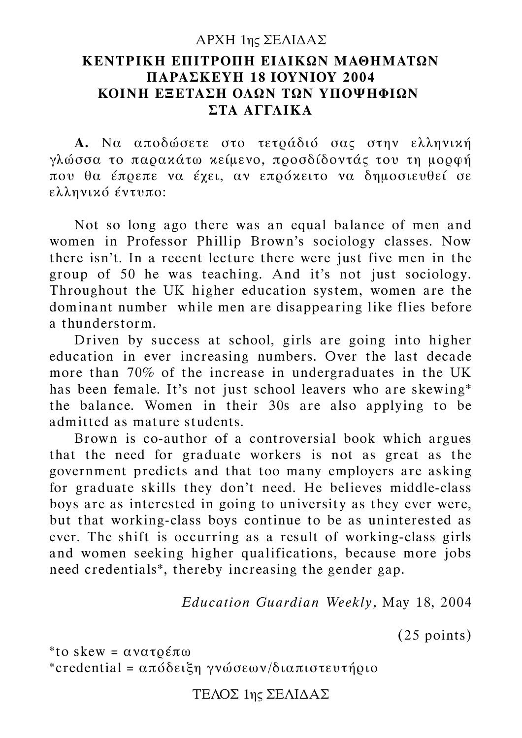# ΚΕΝΤΡΙΚΗ ΕΠΙΤΡΟΠΗ ΕΙΔΙΚΩΝ ΜΑΘΗΜΑΤΩΝ
## ΠΑΡΑΣΚΕΥΗ 18 ΙΟΥΝΙΟΥ 2004
## ΚΟΙΝΗ ΕΞΕΤΑΣΗ ΟΛΩΝ ΤΩΝ ΥΠΟΨΗΦΙΩΝ
## ΣΤΑ ΑΓΓΛΙΚΑ

**Α.** Να αποδώσετε στο τετράδιό σας στην ελληνική γλώσσα το παρακάτω κείμενο, προσδίδοντάς του τη μορφή που θα έπρεπε να έχει, αν επρόκειτο να δημοσιευθεί σε ελληνικό έντυπο:

Not so long ago there was an equal balance of men and women in Professor Phillip Brown's sociology classes. Now there isn't. In a recent lecture there were just five men in the group of 50 he was teaching. And it's not just sociology. Throughout the UK higher education system, women are the dominant number while men are disappearing like flies before a thunderstorm.

Driven by success at school, girls are going into higher education in ever increasing numbers. Over the last decade more than 70% of the increase in undergraduates in the UK has been female. It's not just school leavers who are skewing* the balance. Women in their 30s are also applying to be admitted as mature students.

Brown is co-author of a controversial book which argues that the need for graduate workers is not as great as the government predicts and that too many employers are asking for graduate skills they don't need. He believes middle-class boys are as interested in going to university as they ever were, but that working-class boys continue to be as uninterested as ever. The shift is occurring as a result of working-class girls and women seeking higher qualifications, because more jobs need credentials*, thereby increasing the gender gap.

*Education Guardian Weekly,* May 18, 2004

(25 points)

*to skew = ανατρέπω
*credential = απόδειξη γνώσεων/διαπιστευτήριο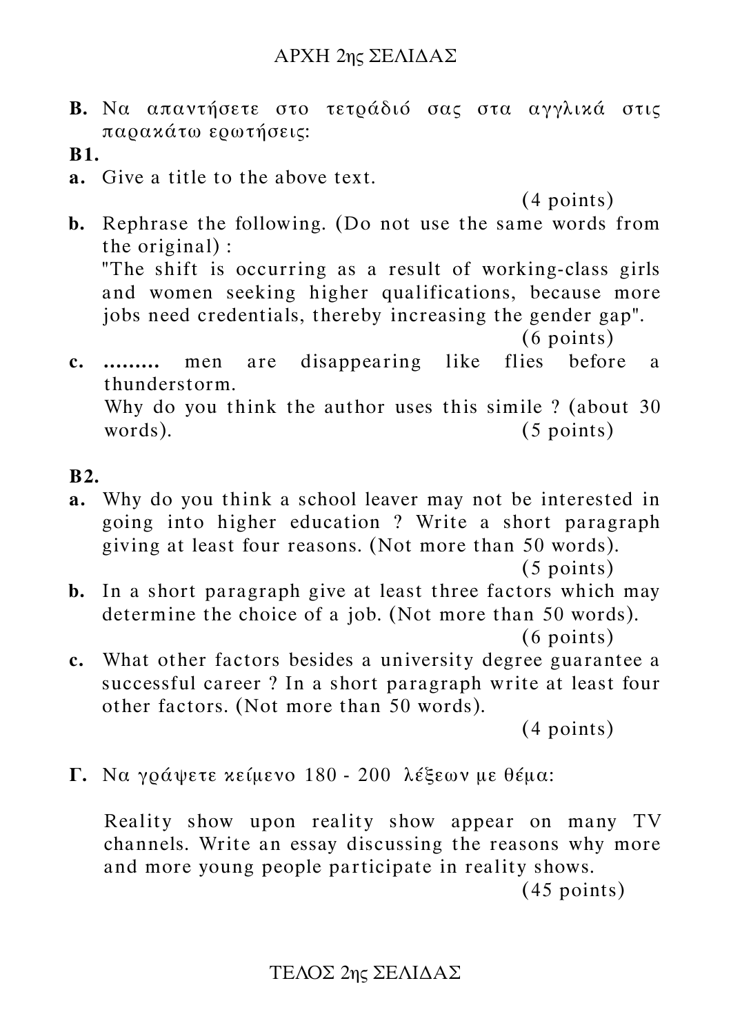**B.** Να απαντήσετε στο τετράδιό σας στα αγγλικά στις παρακάτω ερωτήσεις:

**B1.**

**a.** Give a title to the above text.

(4 points)

**b.** Rephrase the following. (Do not use the same words from the original) :

"The shift is occurring as a result of working-class girls and women seeking higher qualifications, because more jobs need credentials, thereby increasing the gender gap".

(6 points)

**c.** **.........** men are disappearing like flies before a thunderstorm.

Why do you think the author uses this simile ? (about 30 words). (5 points)

**B2.**

**a.** Why do you think a school leaver may not be interested in going into higher education ? Write a short paragraph giving at least four reasons. (Not more than 50 words).

(5 points)

**b.** In a short paragraph give at least three factors which may determine the choice of a job. (Not more than 50 words).

(6 points)

**c.** What other factors besides a university degree guarantee a successful career ? In a short paragraph write at least four other factors. (Not more than 50 words).

(4 points)

**Γ.** Να γράψετε κείμενο 180 - 200 λέξεων με θέμα:

Reality show upon reality show appear on many TV channels. Write an essay discussing the reasons why more and more young people participate in reality shows.

(45 points)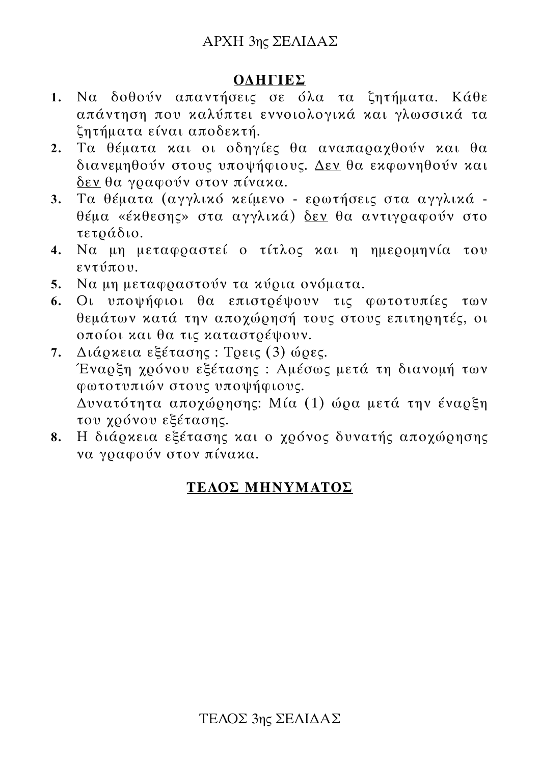## **<u>ΟΔΗΓΙΕΣ</u>**

1. Να δοθούν απαντήσεις σε όλα τα ζητήματα. Κάθε απάντηση που καλύπτει εννοιολογικά και γλωσσικά τα ζητήματα είναι αποδεκτή.
2. Τα θέματα και οι οδηγίες θα αναπαραχθούν και θα διανεμηθούν στους υποψήφιους. <u>Δεν</u> θα εκφωνηθούν και <u>δεν</u> θα γραφούν στον πίνακα.
3. Τα θέματα (αγγλικό κείμενο - ερωτήσεις στα αγγλικά - θέμα «έκθεσης» στα αγγλικά) <u>δεν</u> θα αντιγραφούν στο τετράδιο.
4. Να μη μεταφραστεί ο τίτλος και η ημερομηνία του εντύπου.
5. Να μη μεταφραστούν τα κύρια ονόματα.
6. Οι υποψήφιοι θα επιστρέψουν τις φωτοτυπίες των θεμάτων κατά την αποχώρησή τους στους επιτηρητές, οι οποίοι και θα τις καταστρέψουν.
7. Διάρκεια εξέτασης : Τρεις (3) ώρες.
   Έναρξη χρόνου εξέτασης : Αμέσως μετά τη διανομή των φωτοτυπιών στους υποψήφιους.
   Δυνατότητα αποχώρησης: Μία (1) ώρα μετά την έναρξη του χρόνου εξέτασης.
8. Η διάρκεια εξέτασης και ο χρόνος δυνατής αποχώρησης να γραφούν στον πίνακα.

## **<u>ΤΕΛΟΣ ΜΗΝΥΜΑΤΟΣ</u>**